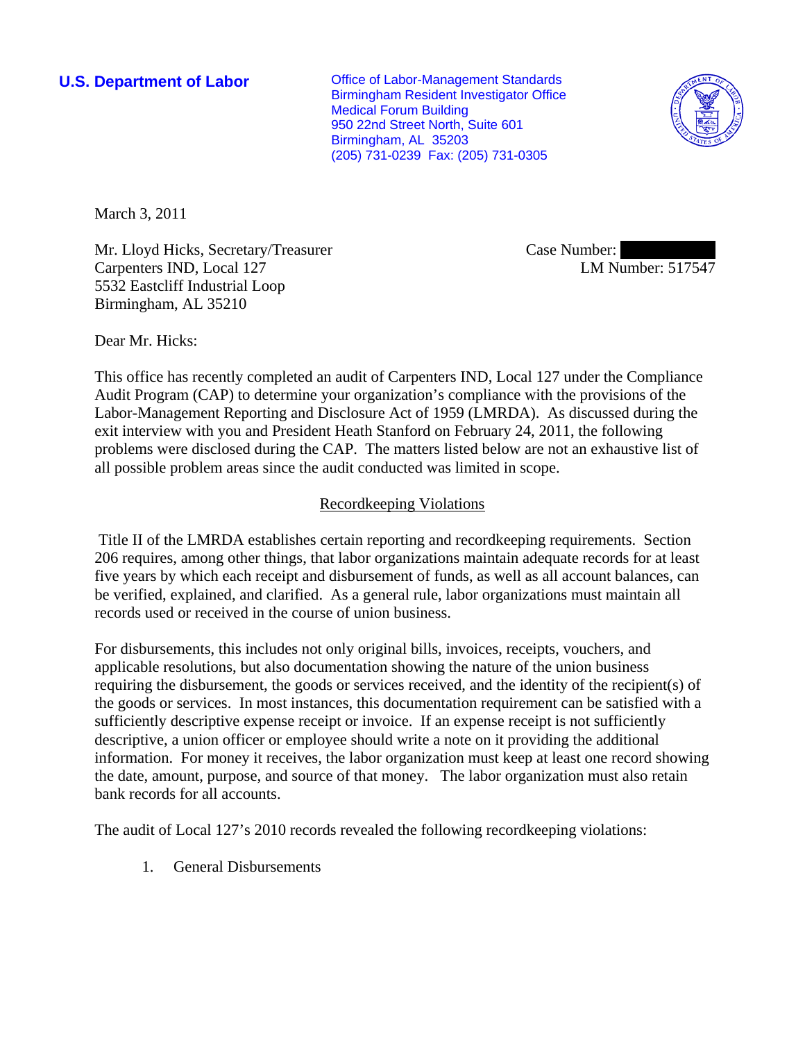**U.S. Department of Labor**

Office of Labor-Management Standards
Birmingham Resident Investigator Office
Medical Forum Building
950 22nd Street North, Suite 601
Birmingham, AL 35203
(205) 731-0239 Fax: (205) 731-0305

March 3, 2011

Mr. Lloyd Hicks, Secretary/Treasurer
Carpenters IND, Local 127
5532 Eastcliff Industrial Loop
Birmingham, AL 35210

Case Number: 
LM Number: 517547

Dear Mr. Hicks:

This office has recently completed an audit of Carpenters IND, Local 127 under the Compliance Audit Program (CAP) to determine your organization's compliance with the provisions of the Labor-Management Reporting and Disclosure Act of 1959 (LMRDA). As discussed during the exit interview with you and President Heath Stanford on February 24, 2011, the following problems were disclosed during the CAP. The matters listed below are not an exhaustive list of all possible problem areas since the audit conducted was limited in scope.

## Recordkeeping Violations

Title II of the LMRDA establishes certain reporting and recordkeeping requirements. Section 206 requires, among other things, that labor organizations maintain adequate records for at least five years by which each receipt and disbursement of funds, as well as all account balances, can be verified, explained, and clarified. As a general rule, labor organizations must maintain all records used or received in the course of union business.

For disbursements, this includes not only original bills, invoices, receipts, vouchers, and applicable resolutions, but also documentation showing the nature of the union business requiring the disbursement, the goods or services received, and the identity of the recipient(s) of the goods or services. In most instances, this documentation requirement can be satisfied with a sufficiently descriptive expense receipt or invoice. If an expense receipt is not sufficiently descriptive, a union officer or employee should write a note on it providing the additional information. For money it receives, the labor organization must keep at least one record showing the date, amount, purpose, and source of that money. The labor organization must also retain bank records for all accounts.

The audit of Local 127's 2010 records revealed the following recordkeeping violations:

1. General Disbursements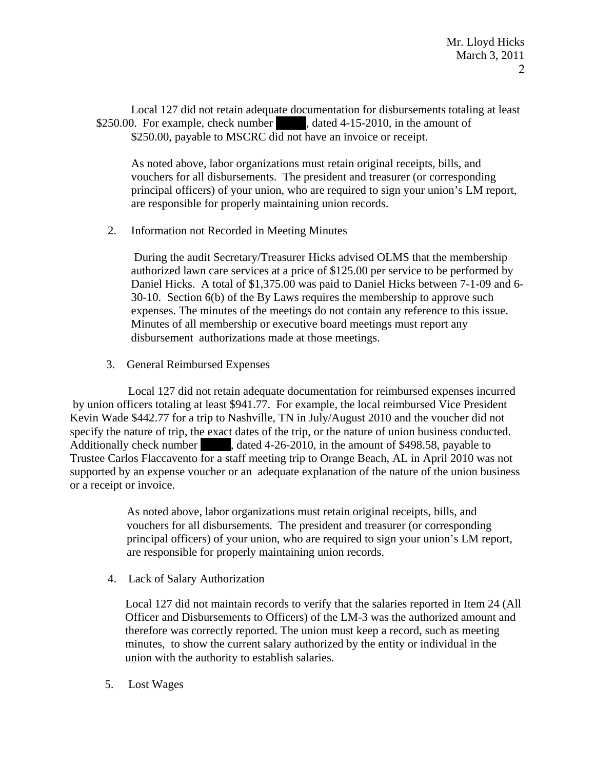Local 127 did not retain adequate documentation for disbursements totaling at least $250.00. For example, check number █████, dated 4-15-2010, in the amount of $250.00, payable to MSCRC did not have an invoice or receipt.

As noted above, labor organizations must retain original receipts, bills, and vouchers for all disbursements. The president and treasurer (or corresponding principal officers) of your union, who are required to sign your union's LM report, are responsible for properly maintaining union records.

2. Information not Recorded in Meeting Minutes

During the audit Secretary/Treasurer Hicks advised OLMS that the membership authorized lawn care services at a price of $125.00 per service to be performed by Daniel Hicks. A total of $1,375.00 was paid to Daniel Hicks between 7-1-09 and 6-30-10. Section 6(b) of the By Laws requires the membership to approve such expenses. The minutes of the meetings do not contain any reference to this issue. Minutes of all membership or executive board meetings must report any disbursement authorizations made at those meetings.

3. General Reimbursed Expenses

Local 127 did not retain adequate documentation for reimbursed expenses incurred by union officers totaling at least $941.77. For example, the local reimbursed Vice President Kevin Wade $442.77 for a trip to Nashville, TN in July/August 2010 and the voucher did not specify the nature of trip, the exact dates of the trip, or the nature of union business conducted. Additionally check number █████, dated 4-26-2010, in the amount of $498.58, payable to Trustee Carlos Flaccavento for a staff meeting trip to Orange Beach, AL in April 2010 was not supported by an expense voucher or an adequate explanation of the nature of the union business or a receipt or invoice.

As noted above, labor organizations must retain original receipts, bills, and vouchers for all disbursements. The president and treasurer (or corresponding principal officers) of your union, who are required to sign your union's LM report, are responsible for properly maintaining union records.

4. Lack of Salary Authorization

Local 127 did not maintain records to verify that the salaries reported in Item 24 (All Officer and Disbursements to Officers) of the LM-3 was the authorized amount and therefore was correctly reported. The union must keep a record, such as meeting minutes, to show the current salary authorized by the entity or individual in the union with the authority to establish salaries.

5. Lost Wages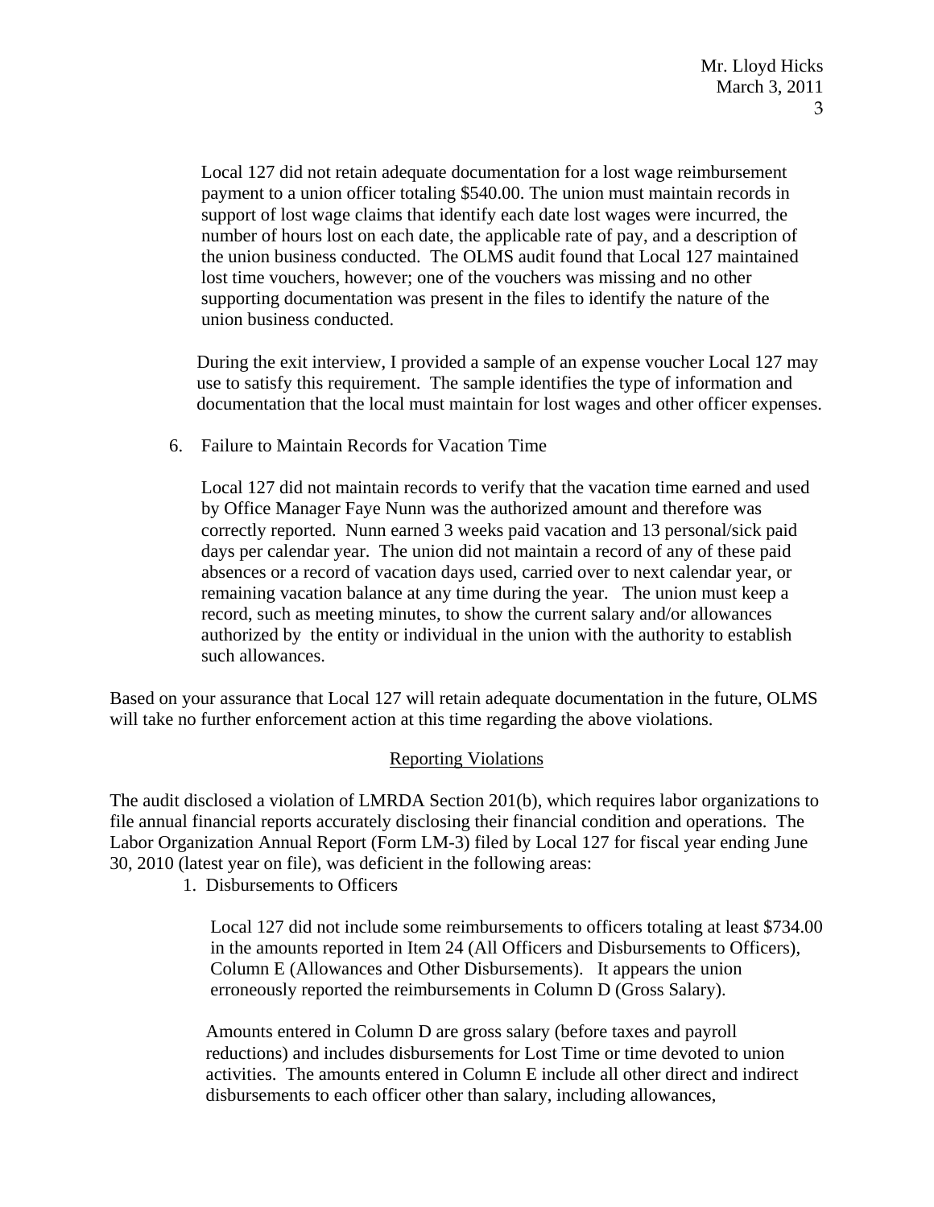Local 127 did not retain adequate documentation for a lost wage reimbursement payment to a union officer totaling $540.00. The union must maintain records in support of lost wage claims that identify each date lost wages were incurred, the number of hours lost on each date, the applicable rate of pay, and a description of the union business conducted. The OLMS audit found that Local 127 maintained lost time vouchers, however; one of the vouchers was missing and no other supporting documentation was present in the files to identify the nature of the union business conducted.

During the exit interview, I provided a sample of an expense voucher Local 127 may use to satisfy this requirement. The sample identifies the type of information and documentation that the local must maintain for lost wages and other officer expenses.

6. Failure to Maintain Records for Vacation Time

   Local 127 did not maintain records to verify that the vacation time earned and used by Office Manager Faye Nunn was the authorized amount and therefore was correctly reported. Nunn earned 3 weeks paid vacation and 13 personal/sick paid days per calendar year. The union did not maintain a record of any of these paid absences or a record of vacation days used, carried over to next calendar year, or remaining vacation balance at any time during the year. The union must keep a record, such as meeting minutes, to show the current salary and/or allowances authorized by the entity or individual in the union with the authority to establish such allowances.

Based on your assurance that Local 127 will retain adequate documentation in the future, OLMS will take no further enforcement action at this time regarding the above violations.

## Reporting Violations

The audit disclosed a violation of LMRDA Section 201(b), which requires labor organizations to file annual financial reports accurately disclosing their financial condition and operations. The Labor Organization Annual Report (Form LM-3) filed by Local 127 for fiscal year ending June 30, 2010 (latest year on file), was deficient in the following areas:

1. Disbursements to Officers

   Local 127 did not include some reimbursements to officers totaling at least $734.00 in the amounts reported in Item 24 (All Officers and Disbursements to Officers), Column E (Allowances and Other Disbursements). It appears the union erroneously reported the reimbursements in Column D (Gross Salary).

   Amounts entered in Column D are gross salary (before taxes and payroll reductions) and includes disbursements for Lost Time or time devoted to union activities. The amounts entered in Column E include all other direct and indirect disbursements to each officer other than salary, including allowances,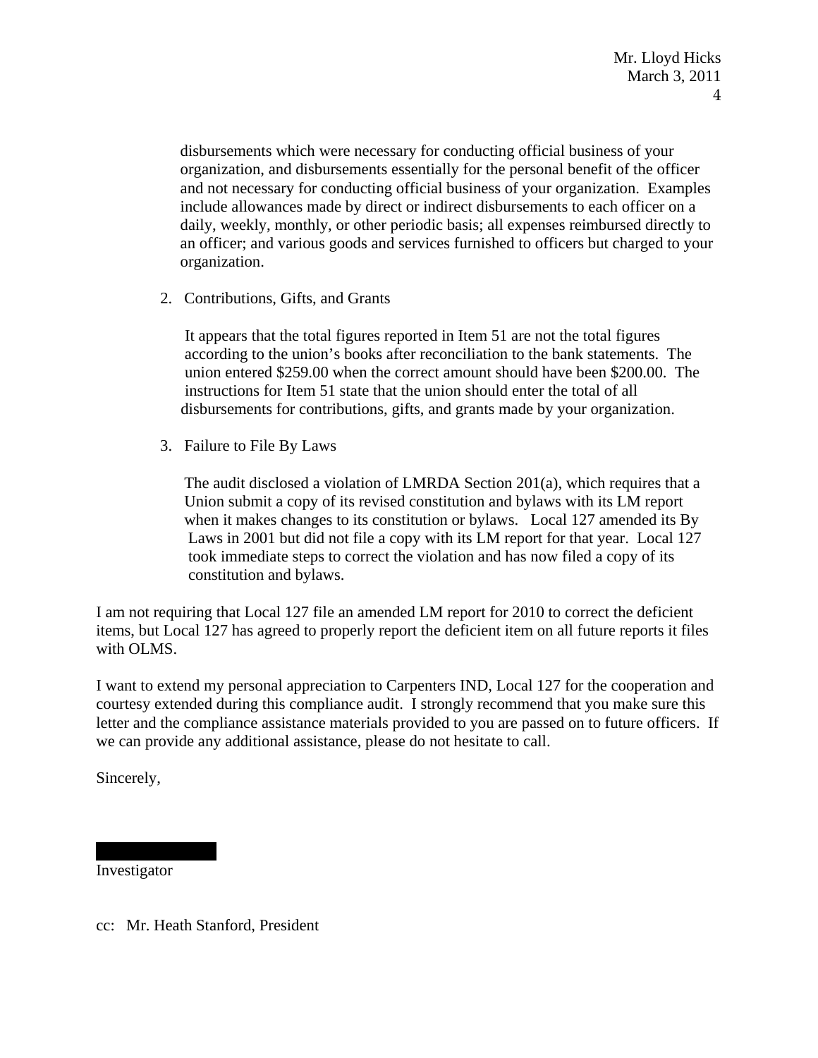disbursements which were necessary for conducting official business of your organization, and disbursements essentially for the personal benefit of the officer and not necessary for conducting official business of your organization. Examples include allowances made by direct or indirect disbursements to each officer on a daily, weekly, monthly, or other periodic basis; all expenses reimbursed directly to an officer; and various goods and services furnished to officers but charged to your organization.

2. Contributions, Gifts, and Grants

   It appears that the total figures reported in Item 51 are not the total figures according to the union's books after reconciliation to the bank statements. The union entered $259.00 when the correct amount should have been $200.00. The instructions for Item 51 state that the union should enter the total of all disbursements for contributions, gifts, and grants made by your organization.

3. Failure to File By Laws

   The audit disclosed a violation of LMRDA Section 201(a), which requires that a Union submit a copy of its revised constitution and bylaws with its LM report when it makes changes to its constitution or bylaws. Local 127 amended its By Laws in 2001 but did not file a copy with its LM report for that year. Local 127 took immediate steps to correct the violation and has now filed a copy of its constitution and bylaws.

I am not requiring that Local 127 file an amended LM report for 2010 to correct the deficient items, but Local 127 has agreed to properly report the deficient item on all future reports it files with OLMS.

I want to extend my personal appreciation to Carpenters IND, Local 127 for the cooperation and courtesy extended during this compliance audit. I strongly recommend that you make sure this letter and the compliance assistance materials provided to you are passed on to future officers. If we can provide any additional assistance, please do not hesitate to call.

Sincerely,

Investigator

cc: Mr. Heath Stanford, President